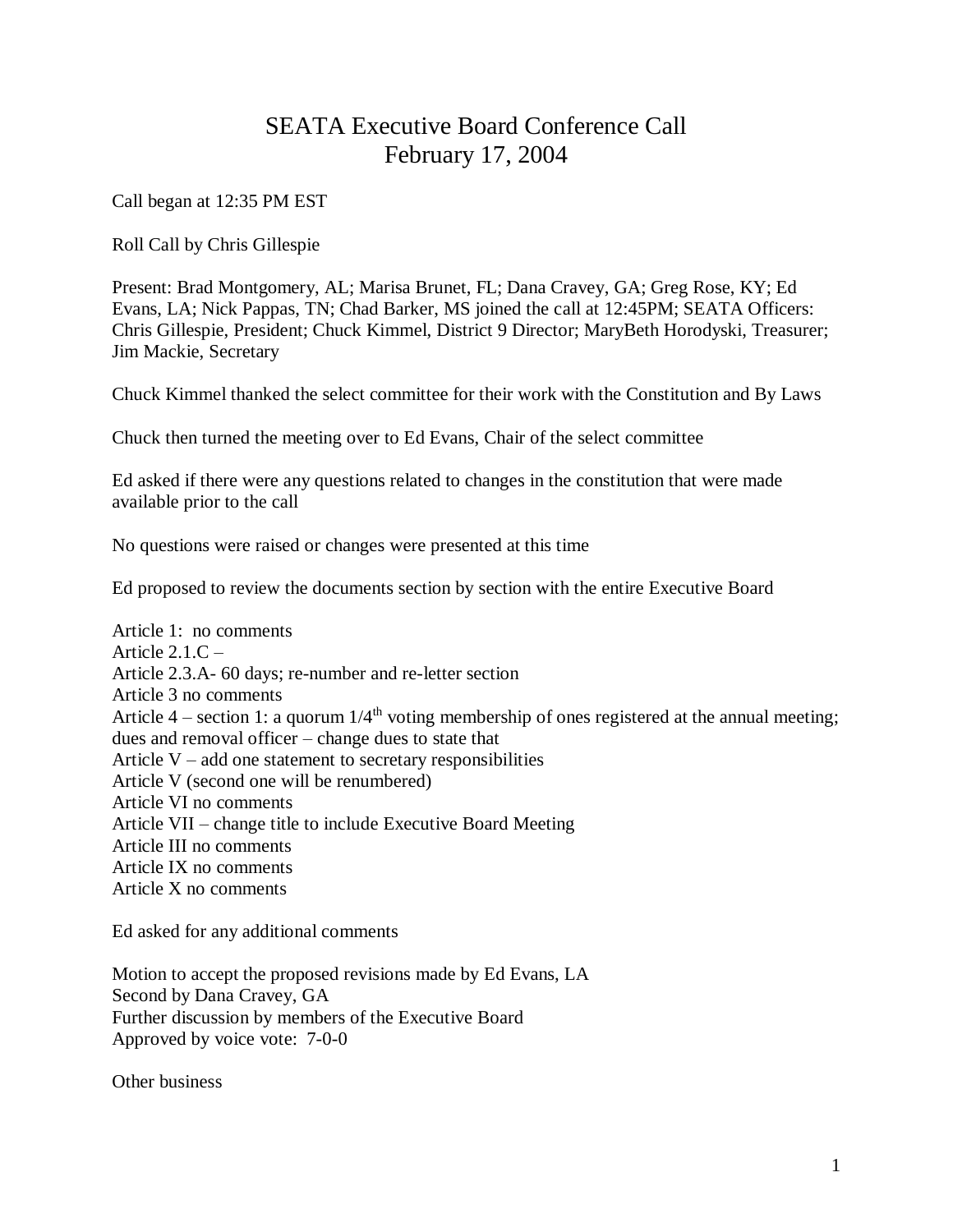# SEATA Executive Board Conference Call
# February 17, 2004

Call began at 12:35 PM EST

Roll Call by Chris Gillespie

Present: Brad Montgomery, AL; Marisa Brunet, FL; Dana Cravey, GA; Greg Rose, KY; Ed Evans, LA; Nick Pappas, TN; Chad Barker, MS joined the call at 12:45PM; SEATA Officers: Chris Gillespie, President; Chuck Kimmel, District 9 Director; MaryBeth Horodyski, Treasurer; Jim Mackie, Secretary

Chuck Kimmel thanked the select committee for their work with the Constitution and By Laws

Chuck then turned the meeting over to Ed Evans, Chair of the select committee

Ed asked if there were any questions related to changes in the constitution that were made available prior to the call

No questions were raised or changes were presented at this time

Ed proposed to review the documents section by section with the entire Executive Board

Article 1: no comments
Article 2.1.C –
Article 2.3.A- 60 days; re-number and re-letter section
Article 3 no comments
Article 4 – section 1: a quorum 1/4th voting membership of ones registered at the annual meeting; dues and removal officer – change dues to state that
Article V – add one statement to secretary responsibilities
Article V (second one will be renumbered)
Article VI no comments
Article VII – change title to include Executive Board Meeting
Article III no comments
Article IX no comments
Article X no comments

Ed asked for any additional comments

Motion to accept the proposed revisions made by Ed Evans, LA
Second by Dana Cravey, GA
Further discussion by members of the Executive Board
Approved by voice vote: 7-0-0

Other business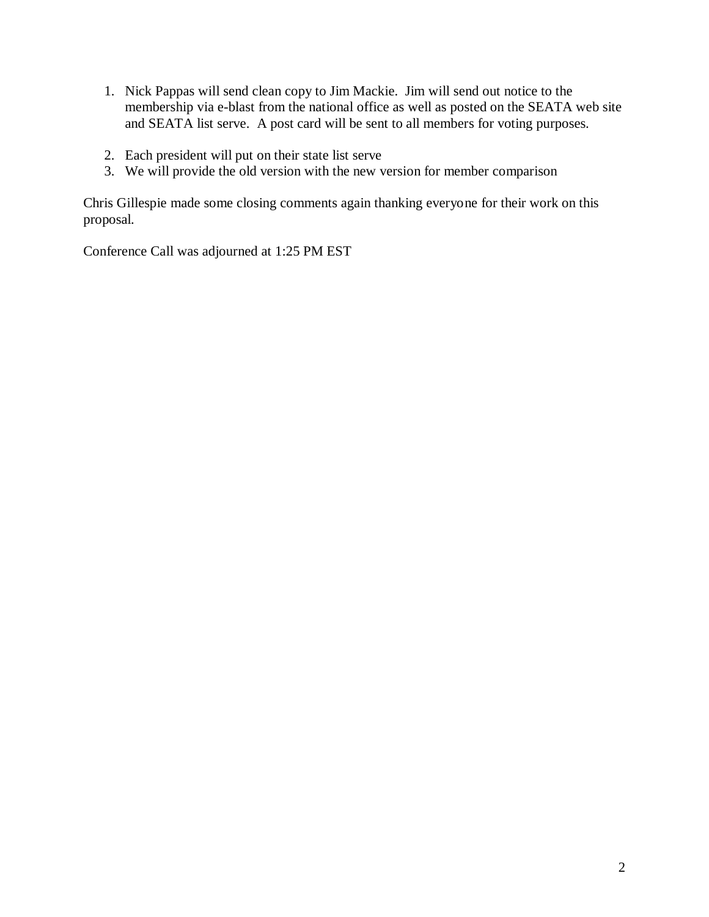1. Nick Pappas will send clean copy to Jim Mackie. Jim will send out notice to the membership via e-blast from the national office as well as posted on the SEATA web site and SEATA list serve. A post card will be sent to all members for voting purposes.

2. Each president will put on their state list serve
3. We will provide the old version with the new version for member comparison

Chris Gillespie made some closing comments again thanking everyone for their work on this proposal.

Conference Call was adjourned at 1:25 PM EST